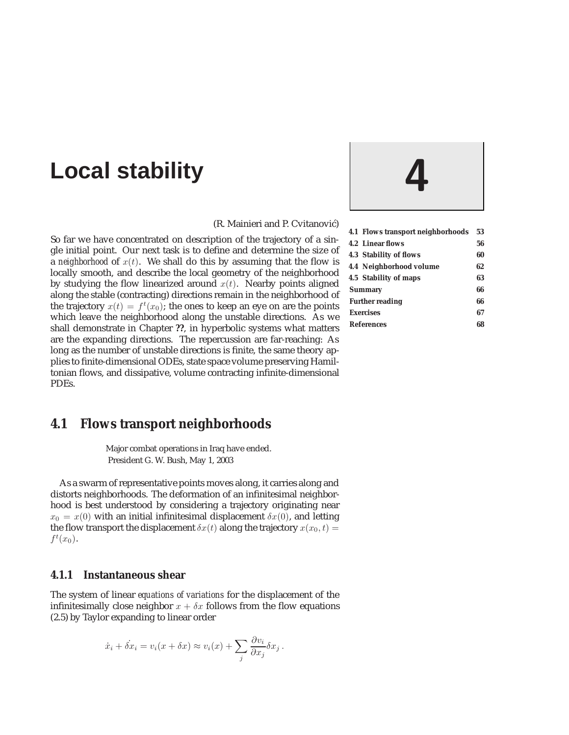# Local stability

# 4

| | |
|---|---|
| **4.1 Flows transport neighborhoods** | **53** |
| **4.2 Linear flows** | **56** |
| **4.3 Stability of flows** | **60** |
| **4.4 Neighborhood volume** | **62** |
| **4.5 Stability of maps** | **63** |
| **Summary** | **66** |
| **Further reading** | **66** |
| **Exercises** | **67** |
| **References** | **68** |

(R. Mainieri and P. Cvitanović)

So far we have concentrated on description of the trajectory of a single initial point. Our next task is to define and determine the size of a *neighborhood* of $x(t)$. We shall do this by assuming that the flow is locally smooth, and describe the local geometry of the neighborhood by studying the flow linearized around $x(t)$. Nearby points aligned along the stable (contracting) directions remain in the neighborhood of the trajectory $x(t) = f^t(x_0)$; the ones to keep an eye on are the points which leave the neighborhood along the unstable directions. As we shall demonstrate in Chapter **??**, in hyperbolic systems what matters are the expanding directions. The repercussion are far-reaching: As long as the number of unstable directions is finite, the same theory applies to finite-dimensional ODEs, state space volume preserving Hamiltonian flows, and dissipative, volume contracting infinite-dimensional PDEs.

## 4.1 Flows transport neighborhoods

Major combat operations in Iraq have ended.
President G. W. Bush, May 1, 2003

As a swarm of representative points moves along, it carries along and distorts neighborhoods. The deformation of an infinitesimal neighborhood is best understood by considering a trajectory originating near $x_0 = x(0)$ with an initial infinitesimal displacement $\delta x(0)$, and letting the flow transport the displacement $\delta x(t)$ along the trajectory $x(x_0, t) = f^t(x_0)$.

### 4.1.1 Instantaneous shear

The system of linear *equations of variations* for the displacement of the infinitesimally close neighbor $x + \delta x$ follows from the flow equations (2.5) by Taylor expanding to linear order

$$\dot{x}_i + \dot{\delta x}_i = v_i(x + \delta x) \approx v_i(x) + \sum_j \frac{\partial v_i}{\partial x_j} \delta x_j \, .$$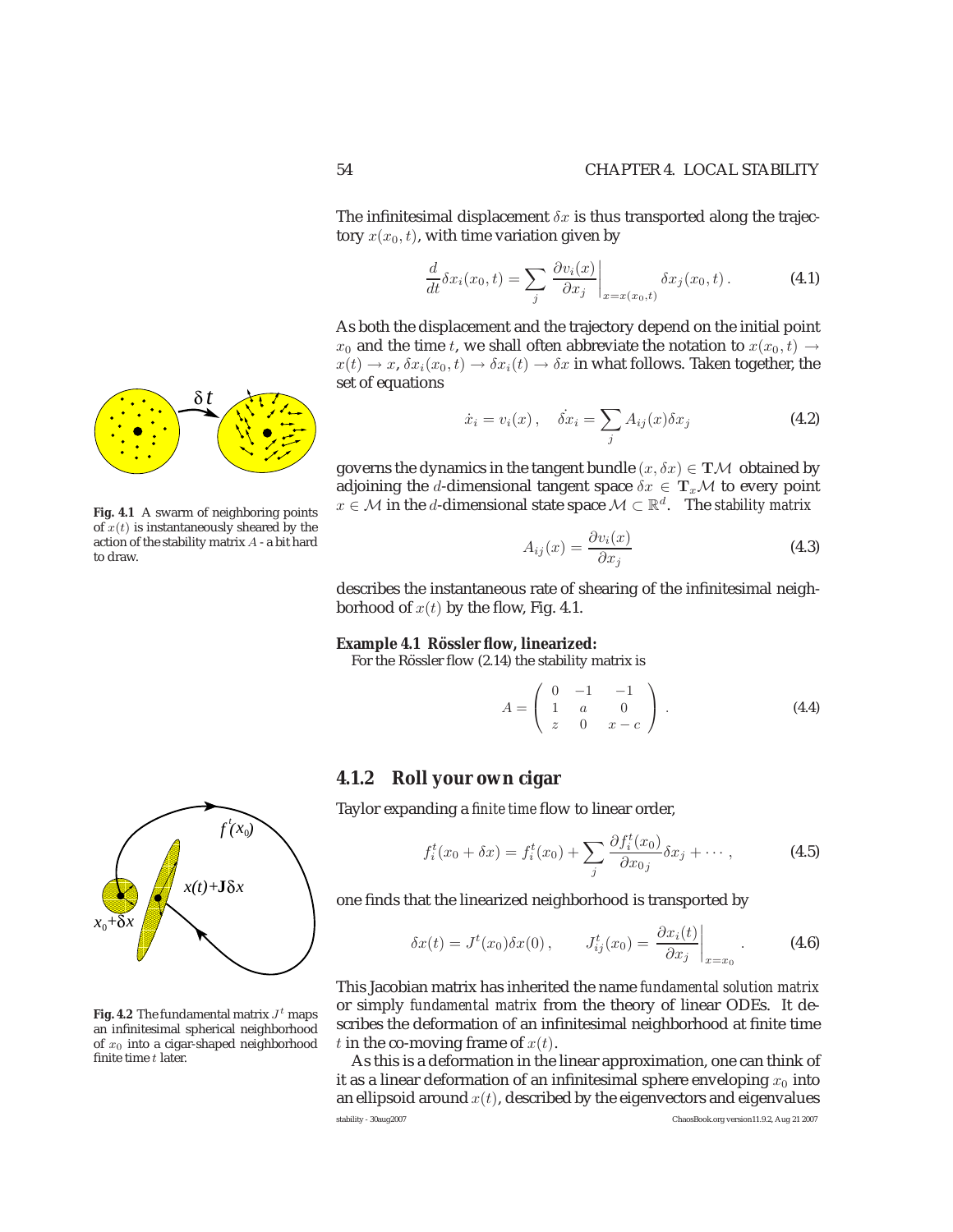The infinitesimal displacement $\delta x$ is thus transported along the trajectory $x(x_0, t)$, with time variation given by

$$\frac{d}{dt}\delta x_i(x_0, t) = \sum_j \left. \frac{\partial v_i(x)}{\partial x_j} \right|_{x=x(x_0,t)} \delta x_j(x_0, t)\,. \tag{4.1}$$

As both the displacement and the trajectory depend on the initial point $x_0$ and the time $t$, we shall often abbreviate the notation to $x(x_0, t) \to x(t) \to x$, $\delta x_i(x_0, t) \to \delta x_i(t) \to \delta x$ in what follows. Taken together, the set of equations

$$\dot{x}_i = v_i(x)\,, \quad \dot{\delta x}_i = \sum_j A_{ij}(x)\delta x_j \tag{4.2}$$

governs the dynamics in the tangent bundle $(x, \delta x) \in \mathbf{T}\mathcal{M}$ obtained by adjoining the $d$-dimensional tangent space $\delta x \in \mathbf{T}_x\mathcal{M}$ to every point $x \in \mathcal{M}$ in the $d$-dimensional state space $\mathcal{M} \subset \mathbb{R}^d$. The *stability matrix*

$$A_{ij}(x) = \frac{\partial v_i(x)}{\partial x_j} \tag{4.3}$$

describes the instantaneous rate of shearing of the infinitesimal neighborhood of $x(t)$ by the flow, Fig. 4.1.

**Fig. 4.1** A swarm of neighboring points of $x(t)$ is instantaneously sheared by the action of the stability matrix $A$ - a bit hard to draw.

**Example 4.1 Rössler flow, linearized:**
For the Rössler flow (2.14) the stability matrix is

$$A = \begin{pmatrix} 0 & -1 & -1 \\ 1 & a & 0 \\ z & 0 & x-c \end{pmatrix}\,. \tag{4.4}$$

### 4.1.2 Roll your own cigar

Taylor expanding a *finite time* flow to linear order,

$$f_i^t(x_0 + \delta x) = f_i^t(x_0) + \sum_j \frac{\partial f_i^t(x_0)}{\partial x_{0j}}\delta x_j + \cdots\,, \tag{4.5}$$

one finds that the linearized neighborhood is transported by

$$\delta x(t) = J^t(x_0)\delta x(0)\,, \qquad J^t_{ij}(x_0) = \left.\frac{\partial x_i(t)}{\partial x_j}\right|_{x=x_0}. \tag{4.6}$$

**Fig. 4.2** The fundamental matrix $J^t$ maps an infinitesimal spherical neighborhood of $x_0$ into a cigar-shaped neighborhood finite time $t$ later.

This Jacobian matrix has inherited the name *fundamental solution matrix* or simply *fundamental matrix* from the theory of linear ODEs. It describes the deformation of an infinitesimal neighborhood at finite time $t$ in the co-moving frame of $x(t)$.

As this is a deformation in the linear approximation, one can think of it as a linear deformation of an infinitesimal sphere enveloping $x_0$ into an ellipsoid around $x(t)$, described by the eigenvectors and eigenvalues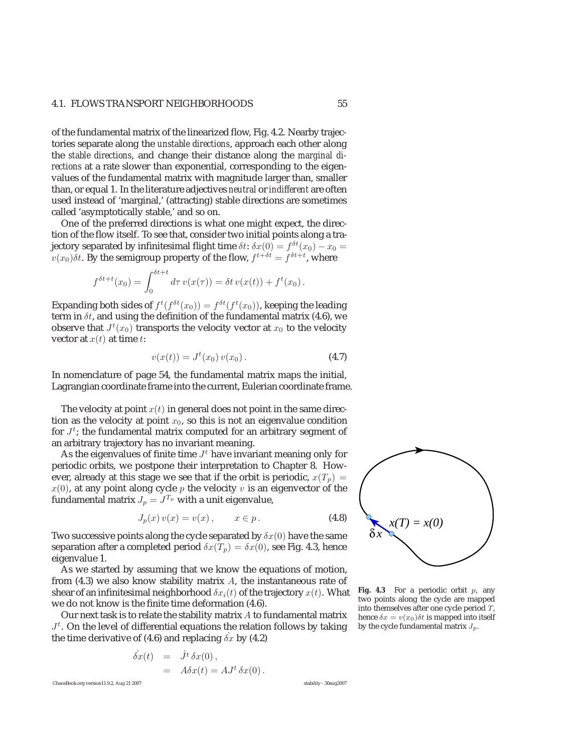of the fundamental matrix of the linearized flow, Fig. 4.2. Nearby trajectories separate along the *unstable directions*, approach each other along the *stable directions*, and change their distance along the *marginal directions* at a rate slower than exponential, corresponding to the eigenvalues of the fundamental matrix with magnitude larger than, smaller than, or equal 1. In the literature adjectives *neutral* or *indifferent* are often used instead of 'marginal,' (attracting) stable directions are sometimes called 'asymptotically stable,' and so on.

One of the preferred directions is what one might expect, the direction of the flow itself. To see that, consider two initial points along a trajectory separated by infinitesimal flight time $\delta t$: $\delta x(0) = f^{\delta t}(x_0) - x_0 = v(x_0)\delta t$. By the semigroup property of the flow, $f^{t+\delta t} = f^{\delta t + t}$, where

$$f^{\delta t + t}(x_0) = \int_0^{\delta t + t} d\tau \, v(x(\tau)) = \delta t \, v(x(t)) + f^t(x_0) \, .$$

Expanding both sides of $f^t(f^{\delta t}(x_0)) = f^{\delta t}(f^t(x_0))$, keeping the leading term in $\delta t$, and using the definition of the fundamental matrix (4.6), we observe that $J^t(x_0)$ transports the velocity vector at $x_0$ to the velocity vector at $x(t)$ at time $t$:

$$v(x(t)) = J^t(x_0)\, v(x_0) \, . \tag{4.7}$$

In nomenclature of page 54, the fundamental matrix maps the initial, Lagrangian coordinate frame into the current, Eulerian coordinate frame.

The velocity at point $x(t)$ in general does not point in the same direction as the velocity at point $x_0$, so this is not an eigenvalue condition for $J^t$; the fundamental matrix computed for an arbitrary segment of an arbitrary trajectory has no invariant meaning.

As the eigenvalues of finite time $J^t$ have invariant meaning only for periodic orbits, we postpone their interpretation to Chapter 8. However, already at this stage we see that if the orbit is periodic, $x(T_p) = x(0)$, at any point along cycle $p$ the velocity $v$ is an eigenvector of the fundamental matrix $J_p = J^{T_p}$ with a unit eigenvalue,

$$J_p(x)\, v(x) = v(x) \, , \qquad x \in p \, . \tag{4.8}$$

Two successive points along the cycle separated by $\delta x(0)$ have the same separation after a completed period $\delta x(T_p) = \delta x(0)$, see Fig. 4.3, hence eigenvalue 1.

**Fig. 4.3** For a periodic orbit $p$, any two points along the cycle are mapped into themselves after one cycle period $T$, hence $\delta x = v(x_0)\delta t$ is mapped into itself by the cycle fundamental matrix $J_p$.

As we started by assuming that we know the equations of motion, from (4.3) we also know stability matrix $A$, the instantaneous rate of shear of an infinitesimal neighborhood $\delta x_i(t)$ of the trajectory $x(t)$. What we do not know is the finite time deformation (4.6).

Our next task is to relate the stability matrix $A$ to fundamental matrix $J^t$. On the level of differential equations the relation follows by taking the time derivative of (4.6) and replacing $\dot{\delta x}$ by (4.2)

$$\begin{aligned}
\dot{\delta x}(t) &= \dot{J}^t \, \delta x(0) \, , \\
&= A\delta x(t) = A J^t \, \delta x(0) \, .
\end{aligned}$$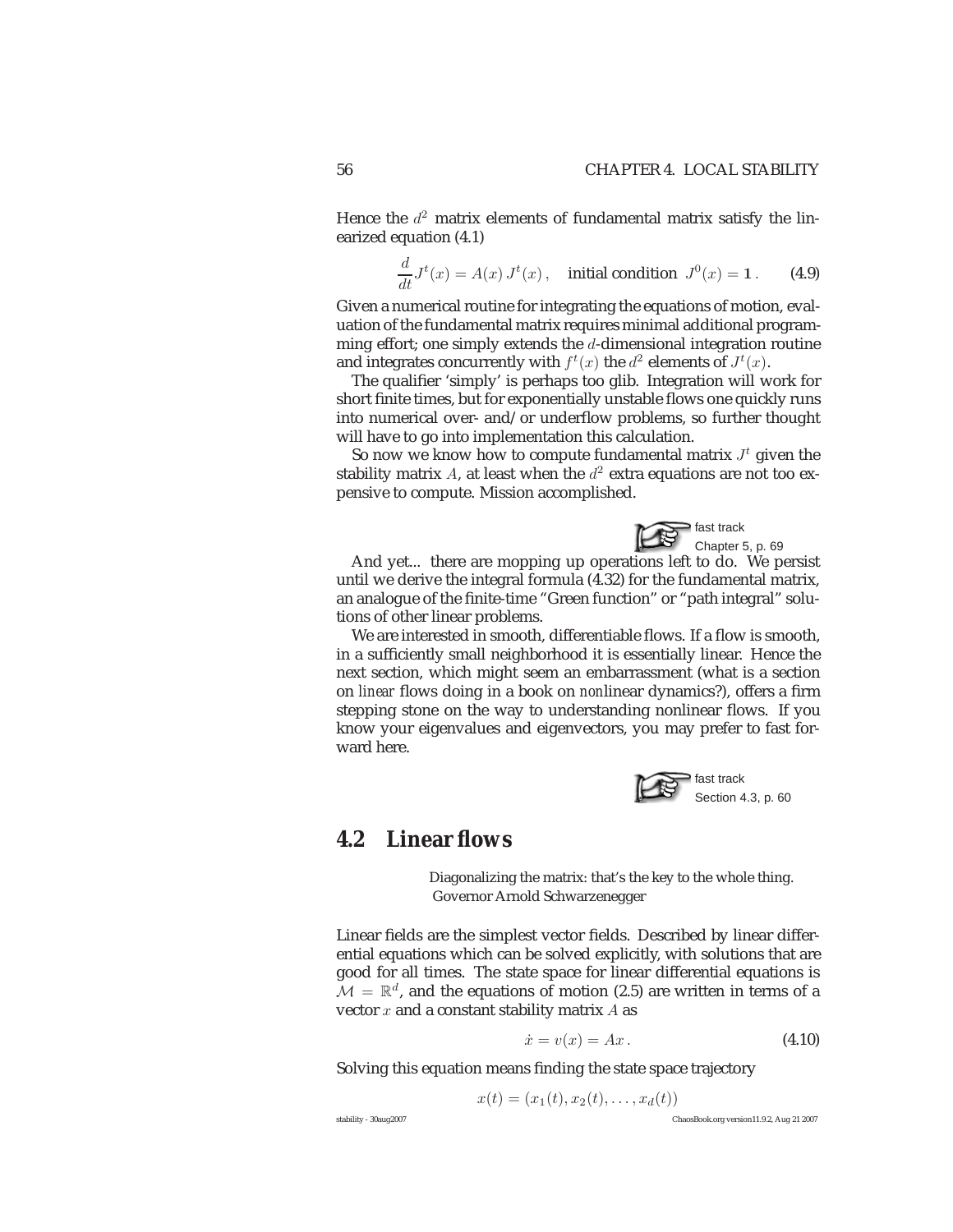Hence the $d^2$ matrix elements of fundamental matrix satisfy the linearized equation (4.1)

$$\frac{d}{dt}J^t(x) = A(x)\,J^t(x)\,, \quad \text{initial condition } \; J^0(x) = \mathbf{1}\,. \tag{4.9}$$

Given a numerical routine for integrating the equations of motion, evaluation of the fundamental matrix requires minimal additional programming effort; one simply extends the $d$-dimensional integration routine and integrates concurrently with $f^t(x)$ the $d^2$ elements of $J^t(x)$.

The qualifier 'simply' is perhaps too glib. Integration will work for short finite times, but for exponentially unstable flows one quickly runs into numerical over- and/or underflow problems, so further thought will have to go into implementation this calculation.

So now we know how to compute fundamental matrix $J^t$ given the stability matrix $A$, at least when the $d^2$ extra equations are not too expensive to compute. Mission accomplished.

fast track
Chapter 5, p. 69

And yet... there are mopping up operations left to do. We persist until we derive the integral formula (4.32) for the fundamental matrix, an analogue of the finite-time "Green function" or "path integral" solutions of other linear problems.

We are interested in smooth, differentiable flows. If a flow is smooth, in a sufficiently small neighborhood it is essentially linear. Hence the next section, which might seem an embarrassment (what is a section on *linear* flows doing in a book on *non*linear dynamics?), offers a firm stepping stone on the way to understanding nonlinear flows. If you know your eigenvalues and eigenvectors, you may prefer to fast forward here.

fast track
Section 4.3, p. 60

## 4.2 Linear flows

Diagonalizing the matrix: that's the key to the whole thing.
Governor Arnold Schwarzenegger

Linear fields are the simplest vector fields. Described by linear differential equations which can be solved explicitly, with solutions that are good for all times. The state space for linear differential equations is $\mathcal{M} = \mathbb{R}^d$, and the equations of motion (2.5) are written in terms of a vector $x$ and a constant stability matrix $A$ as

$$\dot{x} = v(x) = Ax\,. \tag{4.10}$$

Solving this equation means finding the state space trajectory

$$x(t) = (x_1(t), x_2(t), \ldots, x_d(t))$$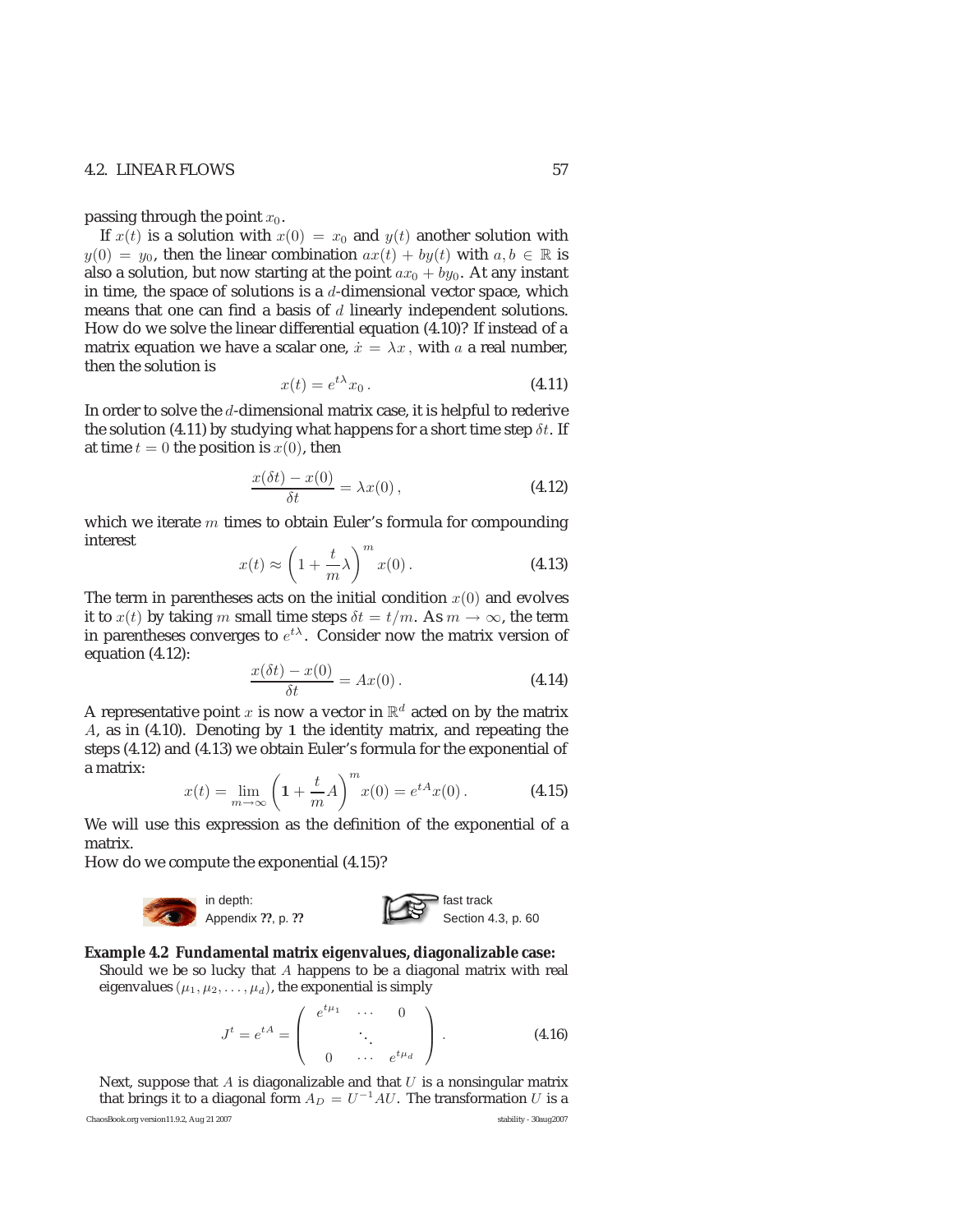passing through the point $x_0$.

If $x(t)$ is a solution with $x(0) = x_0$ and $y(t)$ another solution with $y(0) = y_0$, then the linear combination $ax(t) + by(t)$ with $a, b \in \mathbb{R}$ is also a solution, but now starting at the point $ax_0 + by_0$. At any instant in time, the space of solutions is a $d$-dimensional vector space, which means that one can find a basis of $d$ linearly independent solutions. How do we solve the linear differential equation (4.10)? If instead of a matrix equation we have a scalar one, $\dot{x} = \lambda x$, with $a$ a real number, then the solution is

$$x(t) = e^{t\lambda} x_0 . \tag{4.11}$$

In order to solve the $d$-dimensional matrix case, it is helpful to rederive the solution (4.11) by studying what happens for a short time step $\delta t$. If at time $t = 0$ the position is $x(0)$, then

$$\frac{x(\delta t) - x(0)}{\delta t} = \lambda x(0) , \tag{4.12}$$

which we iterate $m$ times to obtain Euler's formula for compounding interest

$$x(t) \approx \left(1 + \frac{t}{m}\lambda\right)^m x(0) . \tag{4.13}$$

The term in parentheses acts on the initial condition $x(0)$ and evolves it to $x(t)$ by taking $m$ small time steps $\delta t = t/m$. As $m \to \infty$, the term in parentheses converges to $e^{t\lambda}$. Consider now the matrix version of equation (4.12):

$$\frac{x(\delta t) - x(0)}{\delta t} = A x(0) . \tag{4.14}$$

A representative point $x$ is now a vector in $\mathbb{R}^d$ acted on by the matrix $A$, as in (4.10). Denoting by $\mathbf{1}$ the identity matrix, and repeating the steps (4.12) and (4.13) we obtain Euler's formula for the exponential of a matrix:

$$x(t) = \lim_{m \to \infty} \left(\mathbf{1} + \frac{t}{m}A\right)^m x(0) = e^{tA} x(0) . \tag{4.15}$$

We will use this expression as the definition of the exponential of a matrix.

How do we compute the exponential (4.15)?

in depth: Appendix ??, p. ??

fast track Section 4.3, p. 60

**Example 4.2 Fundamental matrix eigenvalues, diagonalizable case:**
Should we be so lucky that $A$ happens to be a diagonal matrix with real eigenvalues $(\mu_1, \mu_2, \ldots, \mu_d)$, the exponential is simply

$$J^t = e^{tA} = \begin{pmatrix} e^{t\mu_1} & \cdots & 0 \\ & \ddots & \\ 0 & \cdots & e^{t\mu_d} \end{pmatrix} . \tag{4.16}$$

Next, suppose that $A$ is diagonalizable and that $U$ is a nonsingular matrix that brings it to a diagonal form $A_D = U^{-1}AU$. The transformation $U$ is a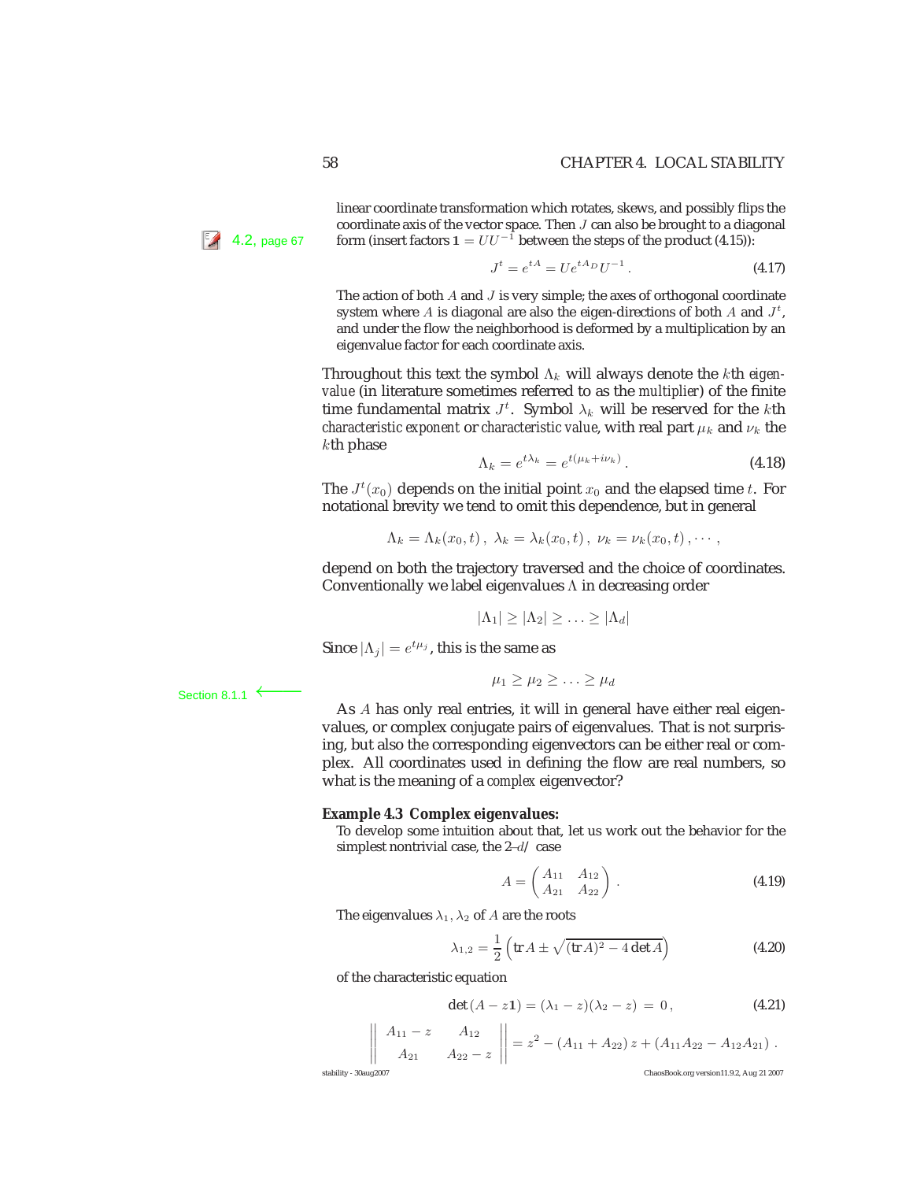linear coordinate transformation which rotates, skews, and possibly flips the coordinate axis of the vector space. Then $J$ can also be brought to a diagonal form (insert factors $\mathbf{1} = UU^{-1}$ between the steps of the product (4.15)):

4.2, page 67

$$J^t = e^{tA} = U e^{tA_D} U^{-1} \,. \tag{4.17}$$

The action of both $A$ and $J$ is very simple; the axes of orthogonal coordinate system where $A$ is diagonal are also the eigen-directions of both $A$ and $J^t$, and under the flow the neighborhood is deformed by a multiplication by an eigenvalue factor for each coordinate axis.

Throughout this text the symbol $\Lambda_k$ will always denote the $k$th *eigenvalue* (in literature sometimes referred to as the *multiplier*) of the finite time fundamental matrix $J^t$. Symbol $\lambda_k$ will be reserved for the $k$th *characteristic exponent* or *characteristic value*, with real part $\mu_k$ and $\nu_k$ the $k$th phase

$$\Lambda_k = e^{t\lambda_k} = e^{t(\mu_k + i\nu_k)} \,. \tag{4.18}$$

The $J^t(x_0)$ depends on the initial point $x_0$ and the elapsed time $t$. For notational brevity we tend to omit this dependence, but in general

$$\Lambda_k = \Lambda_k(x_0, t) \,, \ \lambda_k = \lambda_k(x_0, t) \,, \ \nu_k = \nu_k(x_0, t) \,, \cdots \,,$$

depend on both the trajectory traversed and the choice of coordinates. Conventionally we label eigenvalues $\Lambda$ in decreasing order

$$|\Lambda_1| \geq |\Lambda_2| \geq \ldots \geq |\Lambda_d|$$

Since $|\Lambda_j| = e^{t\mu_j}$, this is the same as

$$\mu_1 \geq \mu_2 \geq \ldots \geq \mu_d$$

Section 8.1.1

As $A$ has only real entries, it will in general have either real eigenvalues, or complex conjugate pairs of eigenvalues. That is not surprising, but also the corresponding eigenvectors can be either real or complex. All coordinates used in defining the flow are real numbers, so what is the meaning of a *complex* eigenvector?

**Example 4.3 Complex eigenvalues:**

To develop some intuition about that, let us work out the behavior for the simplest nontrivial case, the 2-$d$ case

$$A = \begin{pmatrix} A_{11} & A_{12} \\ A_{21} & A_{22} \end{pmatrix} \,. \tag{4.19}$$

The eigenvalues $\lambda_1, \lambda_2$ of $A$ are the roots

$$\lambda_{1,2} = \frac{1}{2}\left(\mathrm{tr}\, A \pm \sqrt{(\mathrm{tr}\, A)^2 - 4 \det A}\right) \tag{4.20}$$

of the characteristic equation

$$\det(A - z\mathbf{1}) = (\lambda_1 - z)(\lambda_2 - z) \;=\; 0 \,, \tag{4.21}$$

$$\left\|\begin{array}{cc} A_{11} - z & A_{12} \\ A_{21} & A_{22} - z \end{array}\right\| = z^2 - (A_{11} + A_{22})\, z + (A_{11}A_{22} - A_{12}A_{21}) \,.$$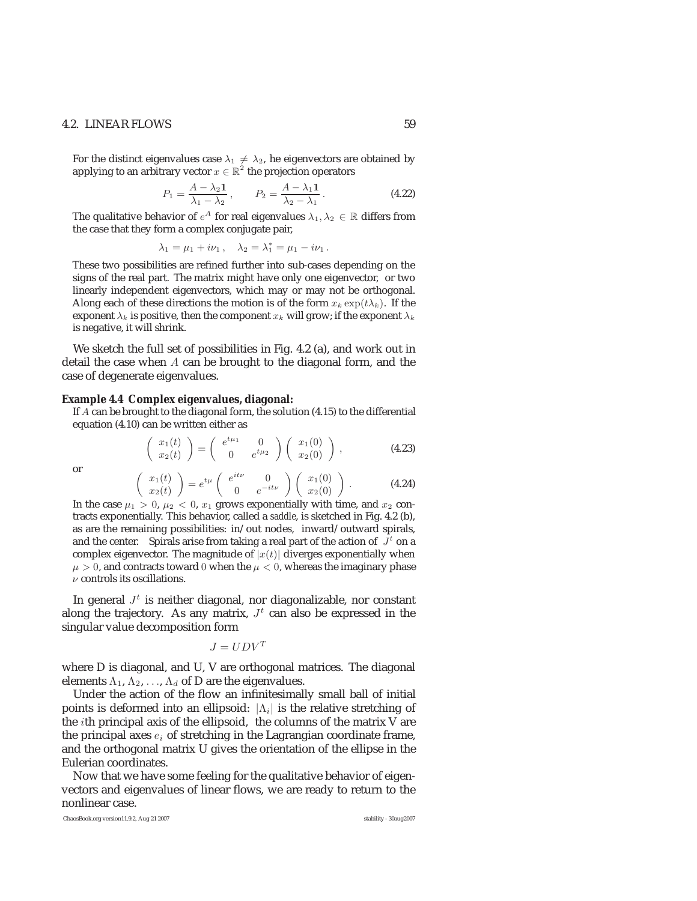For the distinct eigenvalues case $\lambda_1 \neq \lambda_2$, he eigenvectors are obtained by applying to an arbitrary vector $x \in \mathbb{R}^2$ the projection operators

$$P_1 = \frac{A - \lambda_2 \mathbf{1}}{\lambda_1 - \lambda_2}\,, \qquad P_2 = \frac{A - \lambda_1 \mathbf{1}}{\lambda_2 - \lambda_1}\,. \tag{4.22}$$

The qualitative behavior of $e^A$ for real eigenvalues $\lambda_1, \lambda_2 \in \mathbb{R}$ differs from the case that they form a complex conjugate pair,

$$\lambda_1 = \mu_1 + i\nu_1\,, \quad \lambda_2 = \lambda_1^* = \mu_1 - i\nu_1\,.$$

These two possibilities are refined further into sub-cases depending on the signs of the real part. The matrix might have only one eigenvector, or two linearly independent eigenvectors, which may or may not be orthogonal. Along each of these directions the motion is of the form $x_k \exp(t\lambda_k)$. If the exponent $\lambda_k$ is positive, then the component $x_k$ will grow; if the exponent $\lambda_k$ is negative, it will shrink.

We sketch the full set of possibilities in Fig. 4.2 (a), and work out in detail the case when $A$ can be brought to the diagonal form, and the case of degenerate eigenvalues.

**Example 4.4 Complex eigenvalues, diagonal:**
If $A$ can be brought to the diagonal form, the solution (4.15) to the differential equation (4.10) can be written either as

$$\begin{pmatrix} x_1(t) \\ x_2(t) \end{pmatrix} = \begin{pmatrix} e^{t\mu_1} & 0 \\ 0 & e^{t\mu_2} \end{pmatrix} \begin{pmatrix} x_1(0) \\ x_2(0) \end{pmatrix}\,, \tag{4.23}$$

or

$$\begin{pmatrix} x_1(t) \\ x_2(t) \end{pmatrix} = e^{t\mu} \begin{pmatrix} e^{it\nu} & 0 \\ 0 & e^{-it\nu} \end{pmatrix} \begin{pmatrix} x_1(0) \\ x_2(0) \end{pmatrix}\,. \tag{4.24}$$

In the case $\mu_1 > 0$, $\mu_2 < 0$, $x_1$ grows exponentially with time, and $x_2$ contracts exponentially. This behavior, called a *saddle*, is sketched in Fig. 4.2 (b), as are the remaining possibilities: in/out nodes, inward/outward spirals, and the center. Spirals arise from taking a real part of the action of $J^t$ on a complex eigenvector. The magnitude of $|x(t)|$ diverges exponentially when $\mu > 0$, and contracts toward $0$ when the $\mu < 0$, whereas the imaginary phase $\nu$ controls its oscillations.

In general $J^t$ is neither diagonal, nor diagonalizable, nor constant along the trajectory. As any matrix, $J^t$ can also be expressed in the singular value decomposition form

$$J = UDV^T$$

where D is diagonal, and U, V are orthogonal matrices. The diagonal elements $\Lambda_1, \Lambda_2, \ldots, \Lambda_d$ of D are the eigenvalues.

Under the action of the flow an infinitesimally small ball of initial points is deformed into an ellipsoid: $|\Lambda_i|$ is the relative stretching of the $i$th principal axis of the ellipsoid, the columns of the matrix V are the principal axes $e_i$ of stretching in the Lagrangian coordinate frame, and the orthogonal matrix U gives the orientation of the ellipse in the Eulerian coordinates.

Now that we have some feeling for the qualitative behavior of eigenvectors and eigenvalues of linear flows, we are ready to return to the nonlinear case.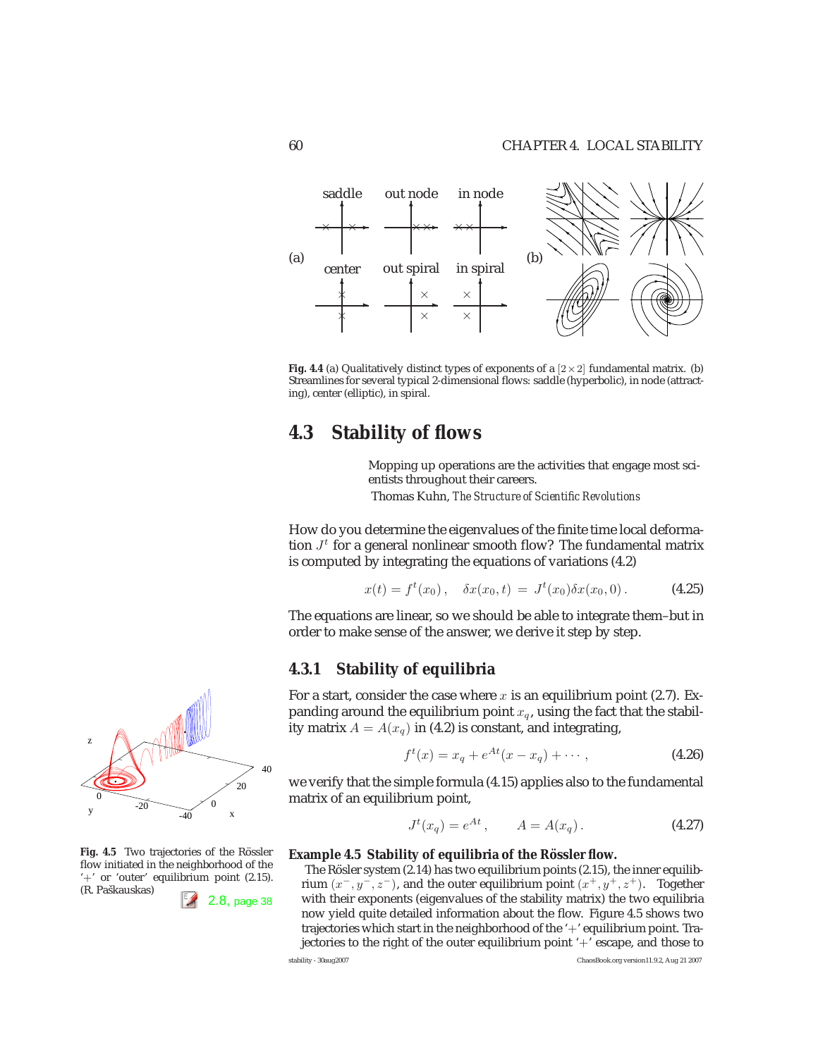**Fig. 4.4** (a) Qualitatively distinct types of exponents of a $[2\times 2]$ fundamental matrix. (b) Streamlines for several typical 2-dimensional flows: saddle (hyperbolic), in node (attracting), center (elliptic), in spiral.

## 4.3 Stability of flows

> Mopping up operations are the activities that engage most scientists throughout their careers.
>
> Thomas Kuhn, *The Structure of Scientific Revolutions*

How do you determine the eigenvalues of the finite time local deformation $J^t$ for a general nonlinear smooth flow? The fundamental matrix is computed by integrating the equations of variations (4.2)

$$x(t) = f^t(x_0)\,, \quad \delta x(x_0, t) = J^t(x_0)\delta x(x_0, 0)\,. \tag{4.25}$$

The equations are linear, so we should be able to integrate them–but in order to make sense of the answer, we derive it step by step.

### 4.3.1 Stability of equilibria

For a start, consider the case where $x$ is an equilibrium point (2.7). Expanding around the equilibrium point $x_q$, using the fact that the stability matrix $A = A(x_q)$ in (4.2) is constant, and integrating,

$$f^t(x) = x_q + e^{At}(x - x_q) + \cdots\,, \tag{4.26}$$

we verify that the simple formula (4.15) applies also to the fundamental matrix of an equilibrium point,

$$J^t(x_q) = e^{At}\,, \qquad A = A(x_q)\,. \tag{4.27}$$

**Fig. 4.5** Two trajectories of the Rössler flow initiated in the neighborhood of the '+' or 'outer' equilibrium point (2.15). (R. Paškauskas)

2.8, page 38

**Example 4.5 Stability of equilibria of the Rössler flow.**
The Rösler system (2.14) has two equilibrium points (2.15), the inner equilibrium $(x^-, y^-, z^-)$, and the outer equilibrium point $(x^+, y^+, z^+)$. Together with their exponents (eigenvalues of the stability matrix) the two equilibria now yield quite detailed information about the flow. Figure 4.5 shows two trajectories which start in the neighborhood of the '+' equilibrium point. Trajectories to the right of the outer equilibrium point '+' escape, and those to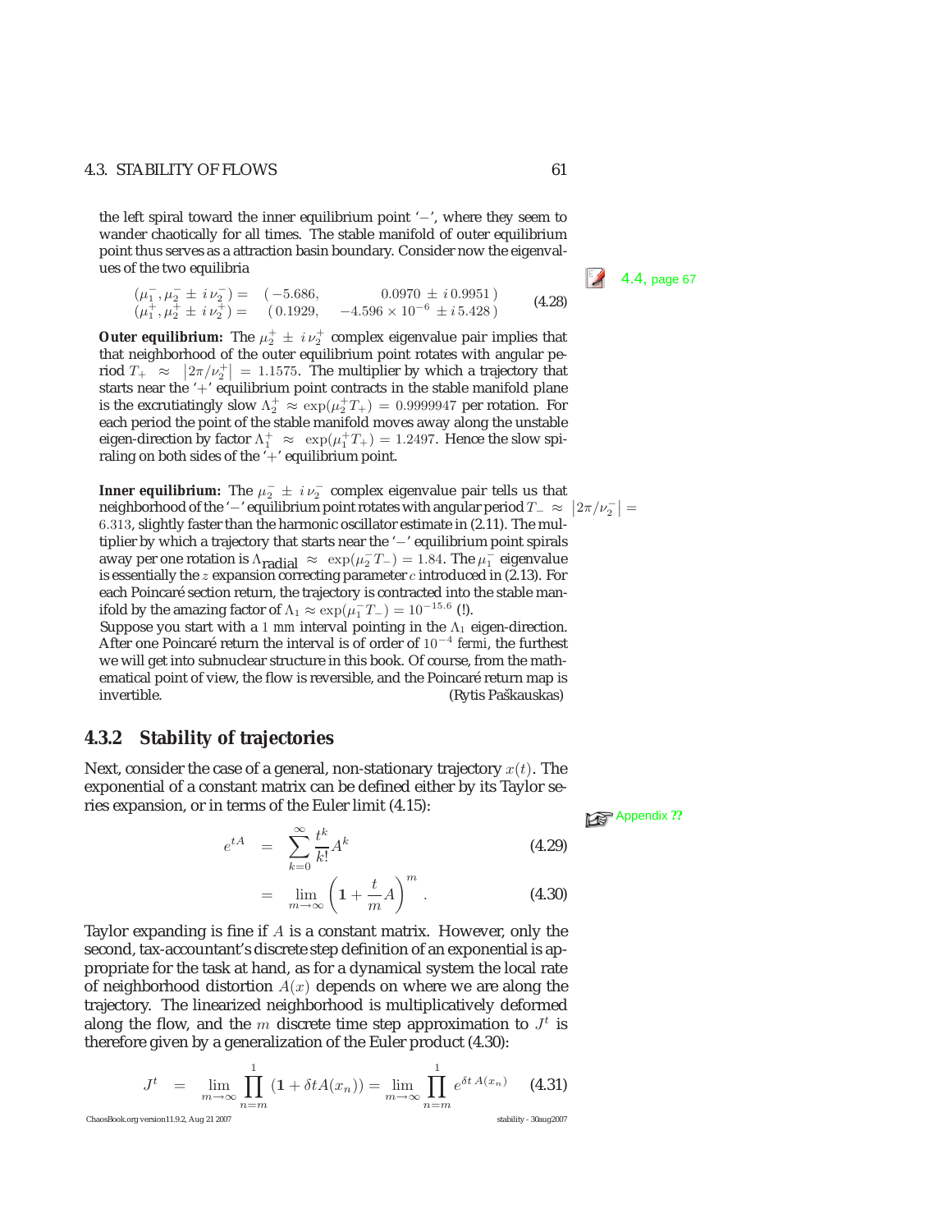the left spiral toward the inner equilibrium point '$-$', where they seem to wander chaotically for all times. The stable manifold of outer equilibrium point thus serves as a attraction basin boundary. Consider now the eigenvalues of the two equilibria

4.4, page 67

$$
\begin{array}{ll}
(\mu_1^-, \mu_2^- \pm i\,\nu_2^-) = & (\,-5.686, \qquad\qquad 0.0970 \,\pm\, i\,0.9951\,) \\
(\mu_1^+, \mu_2^+ \pm i\,\nu_2^+) = & (\,0.1929, \quad -4.596 \times 10^{-6} \,\pm\, i\,5.428\,)
\end{array}
\tag{4.28}
$$

**Outer equilibrium:** The $\mu_2^+ \pm i\,\nu_2^+$ complex eigenvalue pair implies that that neighborhood of the outer equilibrium point rotates with angular period $T_+ \approx \left|2\pi/\nu_2^+\right| = 1.1575$. The multiplier by which a trajectory that starts near the '$+$' equilibrium point contracts in the stable manifold plane is the excrutiatingly slow $\Lambda_2^+ \approx \exp(\mu_2^+ T_+) = 0.9999947$ per rotation. For each period the point of the stable manifold moves away along the unstable eigen-direction by factor $\Lambda_1^+ \approx \exp(\mu_1^+ T_+) = 1.2497$. Hence the slow spiraling on both sides of the '$+$' equilibrium point.

**Inner equilibrium:** The $\mu_2^- \pm i\,\nu_2^-$ complex eigenvalue pair tells us that neighborhood of the '$-$' equilibrium point rotates with angular period $T_- \approx \left|2\pi/\nu_2^-\right| = 6.313$, slightly faster than the harmonic oscillator estimate in (2.11). The multiplier by which a trajectory that starts near the '$-$' equilibrium point spirals away per one rotation is $\Lambda_{\text{radial}} \approx \exp(\mu_2^- T_-) = 1.84$. The $\mu_1^-$ eigenvalue is essentially the $z$ expansion correcting parameter $c$ introduced in (2.13). For each Poincaré section return, the trajectory is contracted into the stable manifold by the amazing factor of $\Lambda_1 \approx \exp(\mu_1^- T_-) = 10^{-15.6}$ (!).

Suppose you start with a $1$ mm interval pointing in the $\Lambda_1$ eigen-direction. After one Poincaré return the interval is of order of $10^{-4}$ fermi, the furthest we will get into subnuclear structure in this book. Of course, from the mathematical point of view, the flow is reversible, and the Poincaré return map is invertible. (Rytis Paškauskas)

### 4.3.2 Stability of trajectories

Next, consider the case of a general, non-stationary trajectory $x(t)$. The exponential of a constant matrix can be defined either by its Taylor series expansion, or in terms of the Euler limit (4.15):

Appendix ??

$$
e^{tA} = \sum_{k=0}^{\infty} \frac{t^k}{k!} A^k \tag{4.29}
$$

$$
= \lim_{m\to\infty} \left(\mathbf{1} + \frac{t}{m} A\right)^m . \tag{4.30}
$$

Taylor expanding is fine if $A$ is a constant matrix. However, only the second, tax-accountant's discrete step definition of an exponential is appropriate for the task at hand, as for a dynamical system the local rate of neighborhood distortion $A(x)$ depends on where we are along the trajectory. The linearized neighborhood is multiplicatively deformed along the flow, and the $m$ discrete time step approximation to $J^t$ is therefore given by a generalization of the Euler product (4.30):

$$
J^t = \lim_{m\to\infty} \prod_{n=m}^{1} \left(\mathbf{1} + \delta t A(x_n)\right) = \lim_{m\to\infty} \prod_{n=m}^{1} e^{\delta t\, A(x_n)} \tag{4.31}
$$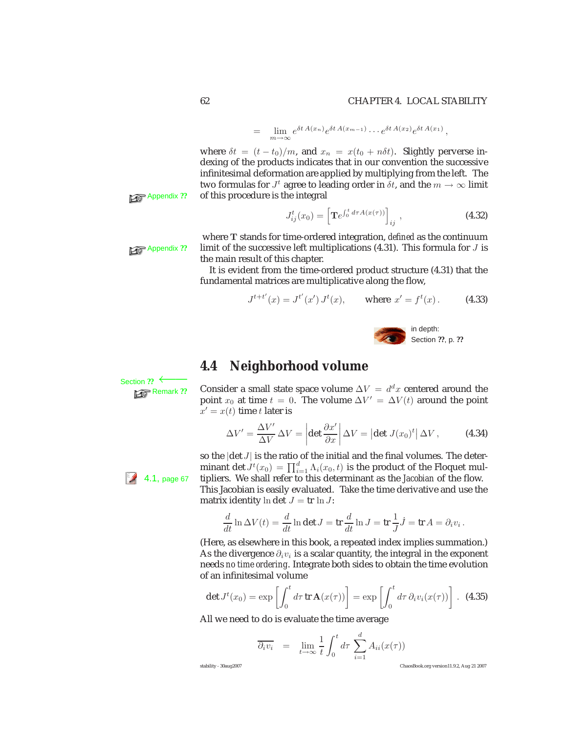$$= \lim_{m\to\infty} e^{\delta t\, A(x_n)} e^{\delta t\, A(x_{m-1})} \cdots e^{\delta t\, A(x_2)} e^{\delta t\, A(x_1)} ,$$

where $\delta t = (t - t_0)/m$, and $x_n = x(t_0 + n\delta t)$. Slightly perverse indexing of the products indicates that in our convention the successive infinitesimal deformation are applied by multiplying from the left. The two formulas for $J^t$ agree to leading order in $\delta t$, and the $m \to \infty$ limit of this procedure is the integral

Appendix ??

$$J^t_{ij}(x_0) = \left[ \mathbf{T} e^{\int_0^t d\tau A(x(\tau))} \right]_{ij} , \tag{4.32}$$

where $\mathbf{T}$ stands for time-ordered integration, *defined* as the continuum limit of the successive left multiplications (4.31). This formula for $J$ is the main result of this chapter.

Appendix ??

It is evident from the time-ordered product structure (4.31) that the fundamental matrices are multiplicative along the flow,

$$J^{t+t'}(x) = J^{t'}(x')\, J^t(x), \qquad \text{where } x' = f^t(x) . \tag{4.33}$$

in depth:
Section ??, p. ??

## 4.4 Neighborhood volume

Section ??
Remark ??

Consider a small state space volume $\Delta V = d^d x$ centered around the point $x_0$ at time $t = 0$. The volume $\Delta V' = \Delta V(t)$ around the point $x' = x(t)$ time $t$ later is

$$\Delta V' = \frac{\Delta V'}{\Delta V} \Delta V = \left| \det \frac{\partial x'}{\partial x} \right| \Delta V = \left| \det J(x_0)^t \right| \Delta V , \tag{4.34}$$

so the $|\det J|$ is the ratio of the initial and the final volumes. The determinant $\det J^t(x_0) = \prod_{i=1}^d \Lambda_i(x_0, t)$ is the product of the Floquet multipliers. We shall refer to this determinant as the *Jacobian* of the flow. This Jacobian is easily evaluated. Take the time derivative and use the matrix identity $\ln \det J = \mathrm{tr} \ln J$:

4.1, page 67

$$\frac{d}{dt} \ln \Delta V(t) = \frac{d}{dt} \ln \det J = \mathrm{tr} \frac{d}{dt} \ln J = \mathrm{tr} \frac{1}{J} \dot{J} = \mathrm{tr}\, A = \partial_i v_i .$$

(Here, as elsewhere in this book, a repeated index implies summation.) As the divergence $\partial_i v_i$ is a scalar quantity, the integral in the exponent needs *no time ordering*. Integrate both sides to obtain the time evolution of an infinitesimal volume

$$\det J^t(x_0) = \exp \left[ \int_0^t d\tau\, \mathrm{tr}\, \mathbf{A}(x(\tau)) \right] = \exp \left[ \int_0^t d\tau\, \partial_i v_i(x(\tau)) \right] . \tag{4.35}$$

All we need to do is evaluate the time average

$$\overline{\partial_i v_i} = \lim_{t\to\infty} \frac{1}{t} \int_0^t d\tau \sum_{i=1}^d A_{ii}(x(\tau))$$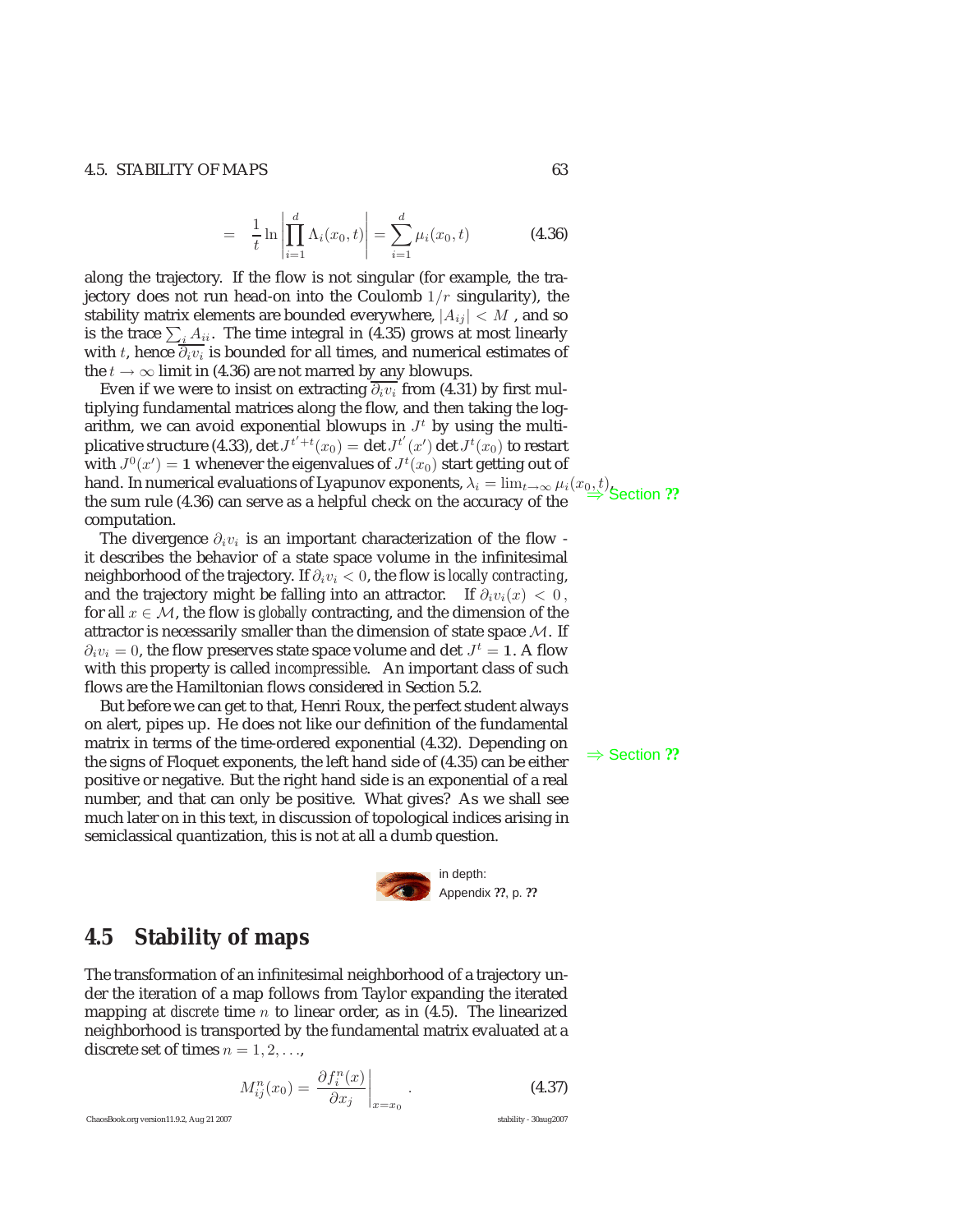$$= \frac{1}{t} \ln \left| \prod_{i=1}^{d} \Lambda_i(x_0, t) \right| = \sum_{i=1}^{d} \mu_i(x_0, t) \qquad (4.36)$$

along the trajectory. If the flow is not singular (for example, the trajectory does not run head-on into the Coulomb $1/r$ singularity), the stability matrix elements are bounded everywhere, $|A_{ij}| < M$ , and so is the trace $\sum_i A_{ii}$. The time integral in (4.35) grows at most linearly with $t$, hence $\overline{\partial_i v_i}$ is bounded for all times, and numerical estimates of the $t \to \infty$ limit in (4.36) are not marred by any blowups.

Even if we were to insist on extracting $\overline{\partial_i v_i}$ from (4.31) by first multiplying fundamental matrices along the flow, and then taking the logarithm, we can avoid exponential blowups in $J^t$ by using the multiplicative structure (4.33), $\det J^{t'+t}(x_0) = \det J^{t'}(x') \det J^t(x_0)$ to restart with $J^0(x') = \mathbf{1}$ whenever the eigenvalues of $J^t(x_0)$ start getting out of hand. In numerical evaluations of Lyapunov exponents, $\lambda_i = \lim_{t\to\infty} \mu_i(x_0, t)$, the sum rule (4.36) can serve as a helpful check on the accuracy of the computation.

⇒ Section **??**

The divergence $\partial_i v_i$ is an important characterization of the flow - it describes the behavior of a state space volume in the infinitesimal neighborhood of the trajectory. If $\partial_i v_i < 0$, the flow is *locally contracting*, and the trajectory might be falling into an attractor. If $\partial_i v_i(x) < 0$ , for all $x \in \mathcal{M}$, the flow is *globally* contracting, and the dimension of the attractor is necessarily smaller than the dimension of state space $\mathcal{M}$. If $\partial_i v_i = 0$, the flow preserves state space volume and $\det J^t = \mathbf{1}$. A flow with this property is called *incompressible*. An important class of such flows are the Hamiltonian flows considered in Section 5.2.

But before we can get to that, Henri Roux, the perfect student always on alert, pipes up. He does not like our definition of the fundamental matrix in terms of the time-ordered exponential (4.32). Depending on the signs of Floquet exponents, the left hand side of (4.35) can be either positive or negative. But the right hand side is an exponential of a real number, and that can only be positive. What gives? As we shall see much later on in this text, in discussion of topological indices arising in semiclassical quantization, this is not at all a dumb question.

⇒ Section **??**

in depth:
Appendix **??**, p. **??**

## 4.5 Stability of maps

The transformation of an infinitesimal neighborhood of a trajectory under the iteration of a map follows from Taylor expanding the iterated mapping at *discrete* time $n$ to linear order, as in (4.5). The linearized neighborhood is transported by the fundamental matrix evaluated at a discrete set of times $n = 1, 2, \ldots$,

$$M^n_{ij}(x_0) = \left. \frac{\partial f^n_i(x)}{\partial x_j} \right|_{x=x_0} . \qquad (4.37)$$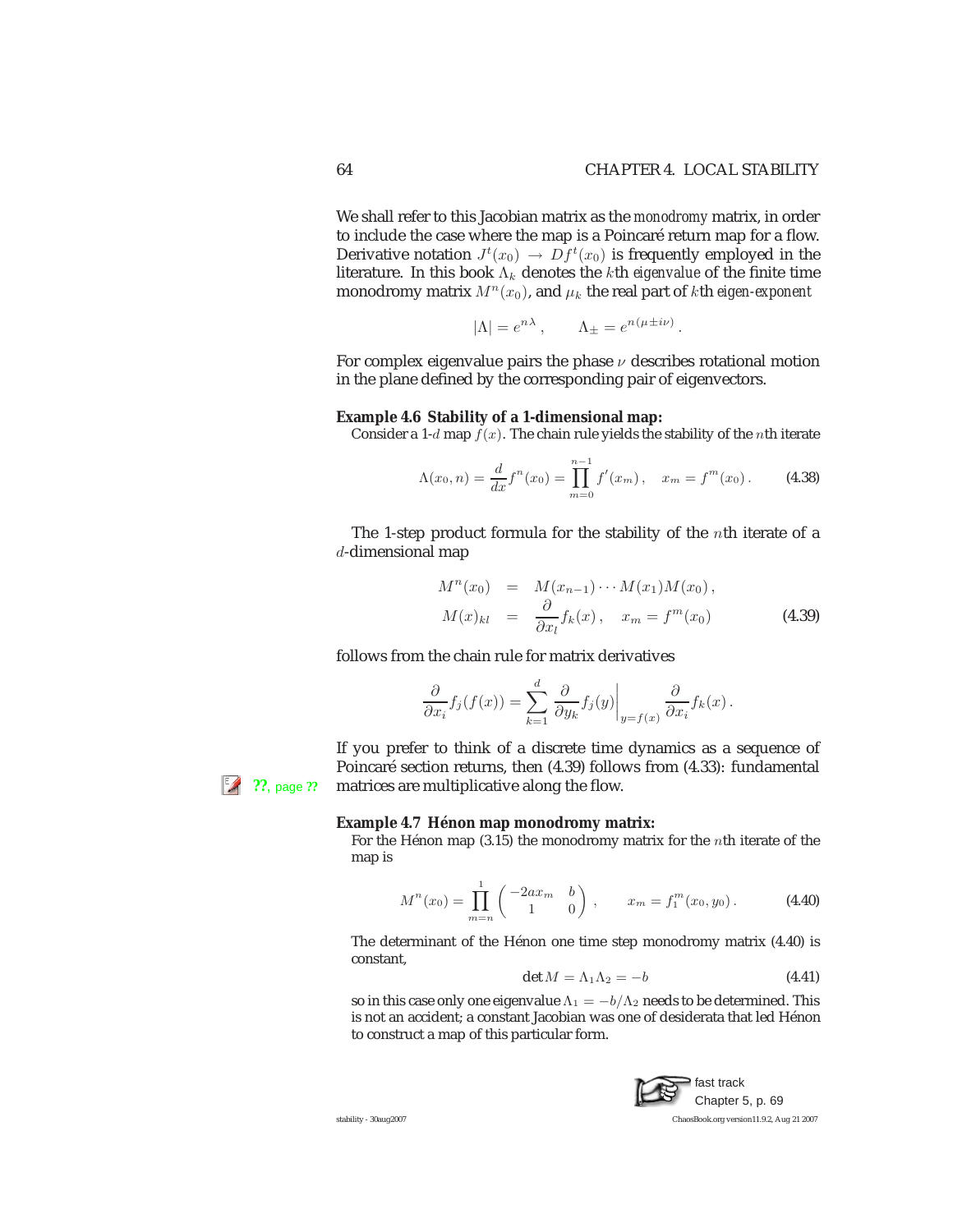We shall refer to this Jacobian matrix as the *monodromy* matrix, in order to include the case where the map is a Poincaré return map for a flow. Derivative notation $J^t(x_0) \rightarrow Df^t(x_0)$ is frequently employed in the literature. In this book $\Lambda_k$ denotes the $k$th *eigenvalue* of the finite time monodromy matrix $M^n(x_0)$, and $\mu_k$ the real part of $k$th *eigen-exponent*

$$|\Lambda| = e^{n\lambda}\,, \qquad \Lambda_\pm = e^{n(\mu \pm i\nu)}\,.$$

For complex eigenvalue pairs the phase $\nu$ describes rotational motion in the plane defined by the corresponding pair of eigenvectors.

**Example 4.6 Stability of a 1-dimensional map:**

Consider a 1-$d$ map $f(x)$. The chain rule yields the stability of the $n$th iterate

$$\Lambda(x_0, n) = \frac{d}{dx} f^n(x_0) = \prod_{m=0}^{n-1} f'(x_m)\,, \quad x_m = f^m(x_0)\,. \tag{4.38}$$

The 1-step product formula for the stability of the $n$th iterate of a $d$-dimensional map

$$\begin{aligned} M^n(x_0) &= M(x_{n-1}) \cdots M(x_1) M(x_0)\,, \\ M(x)_{kl} &= \frac{\partial}{\partial x_l} f_k(x)\,, \quad x_m = f^m(x_0) \end{aligned} \tag{4.39}$$

follows from the chain rule for matrix derivatives

$$\frac{\partial}{\partial x_i} f_j(f(x)) = \sum_{k=1}^{d} \frac{\partial}{\partial y_k} f_j(y)\bigg|_{y=f(x)} \frac{\partial}{\partial x_i} f_k(x)\,.$$

If you prefer to think of a discrete time dynamics as a sequence of Poincaré section returns, then (4.39) follows from (4.33): fundamental matrices are multiplicative along the flow.

??, page ??

**Example 4.7 Hénon map monodromy matrix:**

For the Hénon map (3.15) the monodromy matrix for the $n$th iterate of the map is

$$M^n(x_0) = \prod_{m=n}^{1} \begin{pmatrix} -2ax_m & b \\ 1 & 0 \end{pmatrix}\,, \qquad x_m = f_1^m(x_0, y_0)\,. \tag{4.40}$$

The determinant of the Hénon one time step monodromy matrix (4.40) is constant,

$$\det M = \Lambda_1 \Lambda_2 = -b \tag{4.41}$$

so in this case only one eigenvalue $\Lambda_1 = -b/\Lambda_2$ needs to be determined. This is not an accident; a constant Jacobian was one of desiderata that led Hénon to construct a map of this particular form.

fast track
Chapter 5, p. 69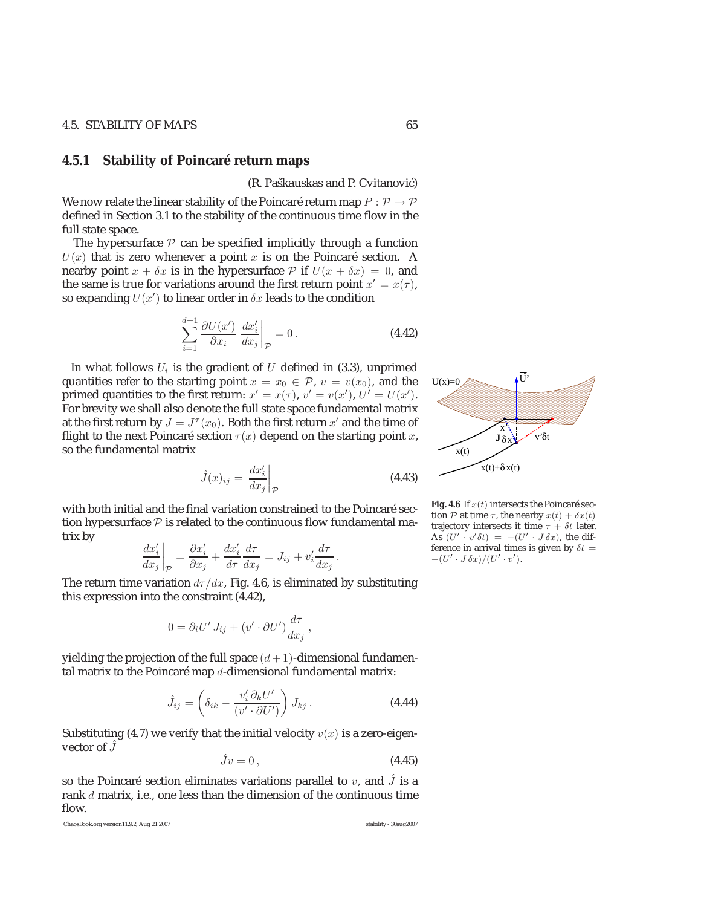### 4.5.1 Stability of Poincaré return maps

(R. Paškauskas and P. Cvitanović)

We now relate the linear stability of the Poincaré return map $P : \mathcal{P} \to \mathcal{P}$ defined in Section 3.1 to the stability of the continuous time flow in the full state space.

The hypersurface $\mathcal{P}$ can be specified implicitly through a function $U(x)$ that is zero whenever a point $x$ is on the Poincaré section. A nearby point $x + \delta x$ is in the hypersurface $\mathcal{P}$ if $U(x + \delta x) = 0$, and the same is true for variations around the first return point $x' = x(\tau)$, so expanding $U(x')$ to linear order in $\delta x$ leads to the condition

$$\sum_{i=1}^{d+1} \frac{\partial U(x')}{\partial x_i} \left. \frac{dx'_i}{dx_j} \right|_{\mathcal{P}} = 0 \,. \tag{4.42}$$

In what follows $U_i$ is the gradient of $U$ defined in (3.3), unprimed quantities refer to the starting point $x = x_0 \in \mathcal{P}$, $v = v(x_0)$, and the primed quantities to the first return: $x' = x(\tau)$, $v' = v(x')$, $U' = U(x')$. For brevity we shall also denote the full state space fundamental matrix at the first return by $J = J^{\tau}(x_0)$. Both the first return $x'$ and the time of flight to the next Poincaré section $\tau(x)$ depend on the starting point $x$, so the fundamental matrix

$$\hat{J}(x)_{ij} = \left. \frac{dx'_i}{dx_j} \right|_{\mathcal{P}} \tag{4.43}$$

with both initial and the final variation constrained to the Poincaré section hypersurface $\mathcal{P}$ is related to the continuous flow fundamental matrix by

$$\left. \frac{dx'_i}{dx_j} \right|_{\mathcal{P}} = \frac{\partial x'_i}{\partial x_j} + \frac{dx'_i}{d\tau}\frac{d\tau}{dx_j} = J_{ij} + v'_i \frac{d\tau}{dx_j} \,.$$

The return time variation $d\tau/dx$, Fig. 4.6, is eliminated by substituting this expression into the constraint (4.42),

$$0 = \partial_i U' \, J_{ij} + (v' \cdot \partial U') \frac{d\tau}{dx_j} \,,$$

yielding the projection of the full space $(d+1)$-dimensional fundamental matrix to the Poincaré map $d$-dimensional fundamental matrix:

$$\hat{J}_{ij} = \left( \delta_{ik} - \frac{v'_i \, \partial_k U'}{(v' \cdot \partial U')} \right) J_{kj} \,. \tag{4.44}$$

Substituting (4.7) we verify that the initial velocity $v(x)$ is a zero-eigenvector of $\hat{J}$

$$\hat{J} v = 0 \,, \tag{4.45}$$

so the Poincaré section eliminates variations parallel to $v$, and $\hat{J}$ is a rank $d$ matrix, i.e., one less than the dimension of the continuous time flow.

**Fig. 4.6** If $x(t)$ intersects the Poincaré section $\mathcal{P}$ at time $\tau$, the nearby $x(t) + \delta x(t)$ trajectory intersects it time $\tau + \delta t$ later. As $(U' \cdot v' \delta t) = -(U' \cdot J\,\delta x)$, the difference in arrival times is given by $\delta t = -(U' \cdot J\,\delta x)/(U' \cdot v')$.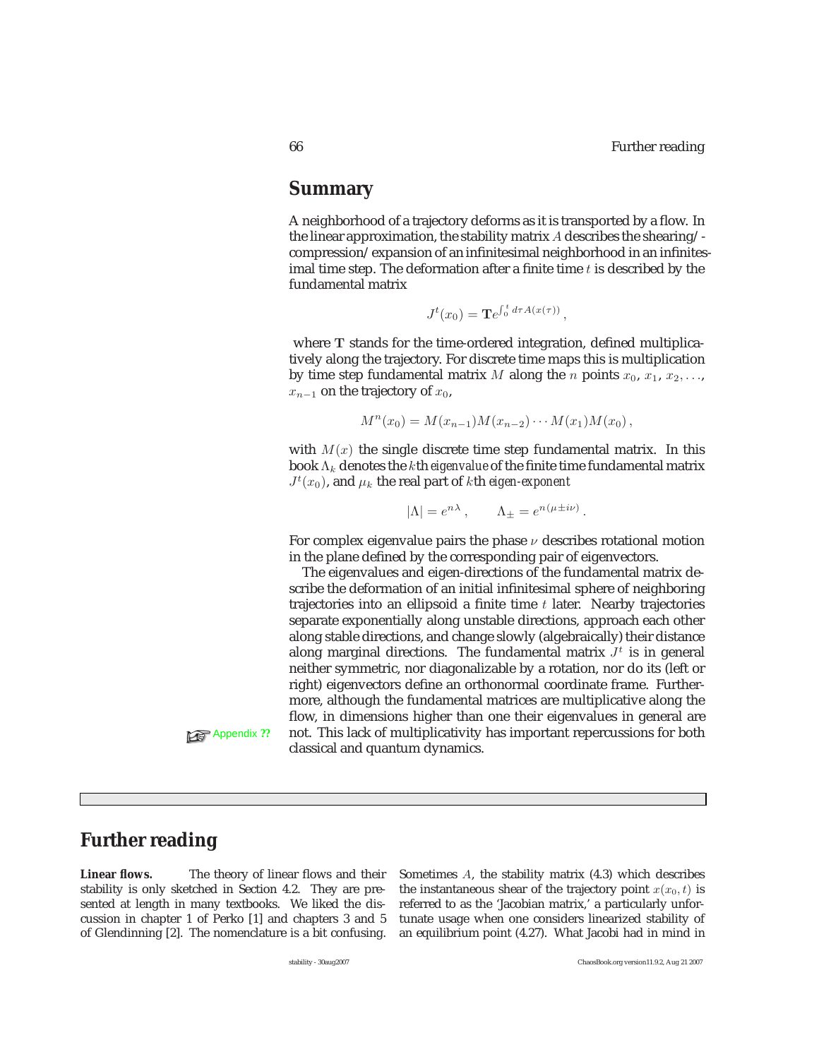## Summary

A neighborhood of a trajectory deforms as it is transported by a flow. In the linear approximation, the stability matrix $A$ describes the shearing/-compression/expansion of an infinitesimal neighborhood in an infinitesimal time step. The deformation after a finite time $t$ is described by the fundamental matrix

$$J^t(x_0) = \mathbf{T}e^{\int_0^t d\tau A(x(\tau))} ,$$

where $\mathbf{T}$ stands for the time-ordered integration, defined multiplicatively along the trajectory. For discrete time maps this is multiplication by time step fundamental matrix $M$ along the $n$ points $x_0$, $x_1$, $x_2$, ..., $x_{n-1}$ on the trajectory of $x_0$,

$$M^n(x_0) = M(x_{n-1})M(x_{n-2}) \cdots M(x_1)M(x_0) ,$$

with $M(x)$ the single discrete time step fundamental matrix. In this book $\Lambda_k$ denotes the $k$th *eigenvalue* of the finite time fundamental matrix $J^t(x_0)$, and $\mu_k$ the real part of $k$th *eigen-exponent*

$$|\Lambda| = e^{n\lambda} , \qquad \Lambda_{\pm} = e^{n(\mu \pm i\nu)} .$$

For complex eigenvalue pairs the phase $\nu$ describes rotational motion in the plane defined by the corresponding pair of eigenvectors.

The eigenvalues and eigen-directions of the fundamental matrix describe the deformation of an initial infinitesimal sphere of neighboring trajectories into an ellipsoid a finite time $t$ later. Nearby trajectories separate exponentially along unstable directions, approach each other along stable directions, and change slowly (algebraically) their distance along marginal directions. The fundamental matrix $J^t$ is in general neither symmetric, nor diagonalizable by a rotation, nor do its (left or right) eigenvectors define an orthonormal coordinate frame. Furthermore, although the fundamental matrices are multiplicative along the flow, in dimensions higher than one their eigenvalues in general are not. This lack of multiplicativity has important repercussions for both classical and quantum dynamics.

Appendix ??

## Further reading

**Linear flows.** The theory of linear flows and their stability is only sketched in Section 4.2. They are presented at length in many textbooks. We liked the discussion in chapter 1 of Perko [1] and chapters 3 and 5 of Glendinning [2]. The nomenclature is a bit confusing. Sometimes $A$, the stability matrix (4.3) which describes the instantaneous shear of the trajectory point $x(x_0, t)$ is referred to as the 'Jacobian matrix,' a particularly unfortunate usage when one considers linearized stability of an equilibrium point (4.27). What Jacobi had in mind in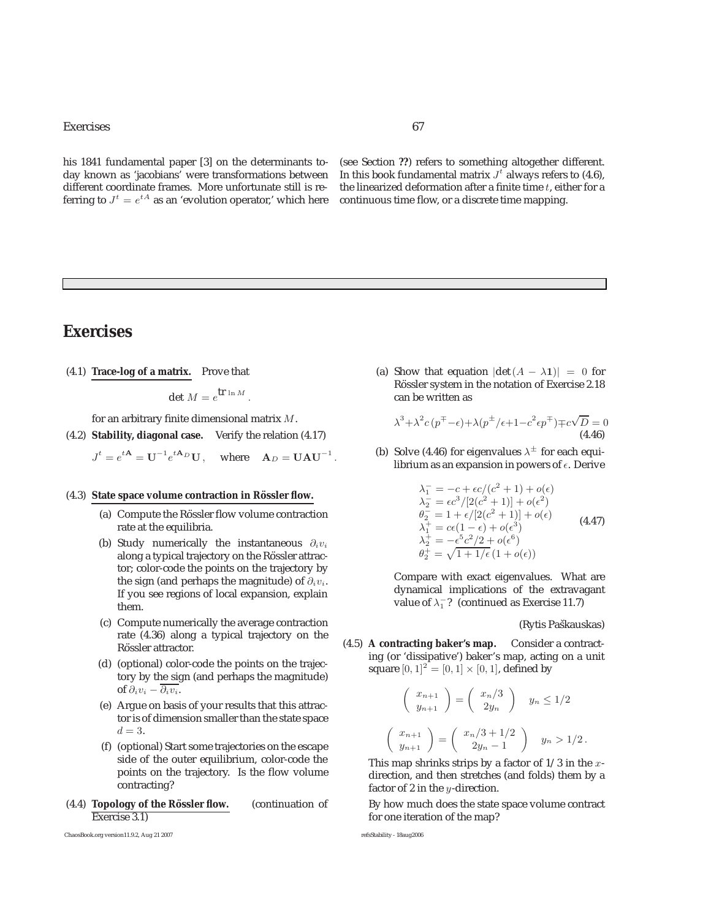his 1841 fundamental paper [3] on the determinants today known as 'jacobians' were transformations between different coordinate frames. More unfortunate still is referring to $J^t = e^{tA}$ as an 'evolution operator,' which here (see Section **??**) refers to something altogether different. In this book fundamental matrix $J^t$ always refers to (4.6), the linearized deformation after a finite time $t$, either for a continuous time flow, or a discrete time mapping.

# Exercises

(4.1) **Trace-log of a matrix.** Prove that

$$\det M = e^{\operatorname{tr} \ln M} .$$

for an arbitrary finite dimensional matrix $M$.

(4.2) **Stability, diagonal case.** Verify the relation (4.17)

$$J^t = e^{t\mathbf{A}} = \mathbf{U}^{-1} e^{t\mathbf{A}_D} \mathbf{U} , \quad \text{where} \quad \mathbf{A}_D = \mathbf{U}\mathbf{A}\mathbf{U}^{-1} .$$

(4.3) **State space volume contraction in Rössler flow.**

(a) Compute the Rössler flow volume contraction rate at the equilibria.

(b) Study numerically the instantaneous $\partial_i v_i$ along a typical trajectory on the Rössler attractor; color-code the points on the trajectory by the sign (and perhaps the magnitude) of $\partial_i v_i$. If you see regions of local expansion, explain them.

(c) Compute numerically the average contraction rate (4.36) along a typical trajectory on the Rössler attractor.

(d) (optional) color-code the points on the trajectory by the sign (and perhaps the magnitude) of $\partial_i v_i - \overline{\partial_i v_i}$.

(e) Argue on basis of your results that this attractor is of dimension smaller than the state space $d = 3$.

(f) (optional) Start some trajectories on the escape side of the outer equilibrium, color-code the points on the trajectory. Is the flow volume contracting?

(4.4) **Topology of the Rössler flow.** (continuation of Exercise 3.1)

(a) Show that equation $|\det(A - \lambda \mathbf{1})| = 0$ for Rössler system in the notation of Exercise 2.18 can be written as

$$\lambda^3 + \lambda^2 c\,(p^{\mp} - \epsilon) + \lambda(p^{\pm}/\epsilon + 1 - c^2 \epsilon p^{\mp}) \mp c\sqrt{D} = 0 \tag{4.46}$$

(b) Solve (4.46) for eigenvalues $\lambda^{\pm}$ for each equilibrium as an expansion in powers of $\epsilon$. Derive

$$\begin{aligned}
\lambda_1^- &= -c + \epsilon c/(c^2+1) + o(\epsilon) \\
\lambda_2^- &= \epsilon c^3/[2(c^2+1)] + o(\epsilon^2) \\
\theta_2^- &= 1 + \epsilon/[2(c^2+1)] + o(\epsilon) \\
\lambda_1^+ &= c\epsilon(1-\epsilon) + o(\epsilon^3) \\
\lambda_2^+ &= -\epsilon^5 c^2/2 + o(\epsilon^6) \\
\theta_2^+ &= \sqrt{1 + 1/\epsilon}\,(1 + o(\epsilon))
\end{aligned} \tag{4.47}$$

Compare with exact eigenvalues. What are dynamical implications of the extravagant value of $\lambda_1^-$? (continued as Exercise 11.7)

(Rytis Paškauskas)

(4.5) **A contracting baker's map.** Consider a contracting (or 'dissipative') baker's map, acting on a unit square $[0,1]^2 = [0,1] \times [0,1]$, defined by

$$\begin{pmatrix} x_{n+1} \\ y_{n+1} \end{pmatrix} = \begin{pmatrix} x_n/3 \\ 2y_n \end{pmatrix} \quad y_n \le 1/2$$

$$\begin{pmatrix} x_{n+1} \\ y_{n+1} \end{pmatrix} = \begin{pmatrix} x_n/3 + 1/2 \\ 2y_n - 1 \end{pmatrix} \quad y_n > 1/2 .$$

This map shrinks strips by a factor of 1/3 in the $x$-direction, and then stretches (and folds) them by a factor of 2 in the $y$-direction.

By how much does the state space volume contract for one iteration of the map?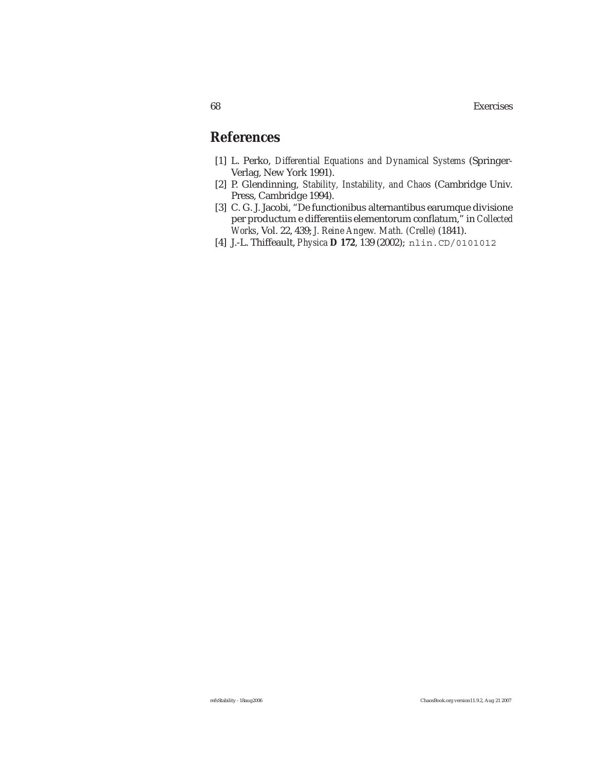## References

[1] L. Perko, *Differential Equations and Dynamical Systems* (Springer-Verlag, New York 1991).

[2] P. Glendinning, *Stability, Instability, and Chaos* (Cambridge Univ. Press, Cambridge 1994).

[3] C. G. J. Jacobi, “De functionibus alternantibus earumque divisione per productum e differentiis elementorum conflatum,” in *Collected Works*, Vol. 22, 439; *J. Reine Angew. Math. (Crelle)* (1841).

[4] J.-L. Thiffeault, *Physica* **D 172**, 139 (2002); `nlin.CD/0101012`